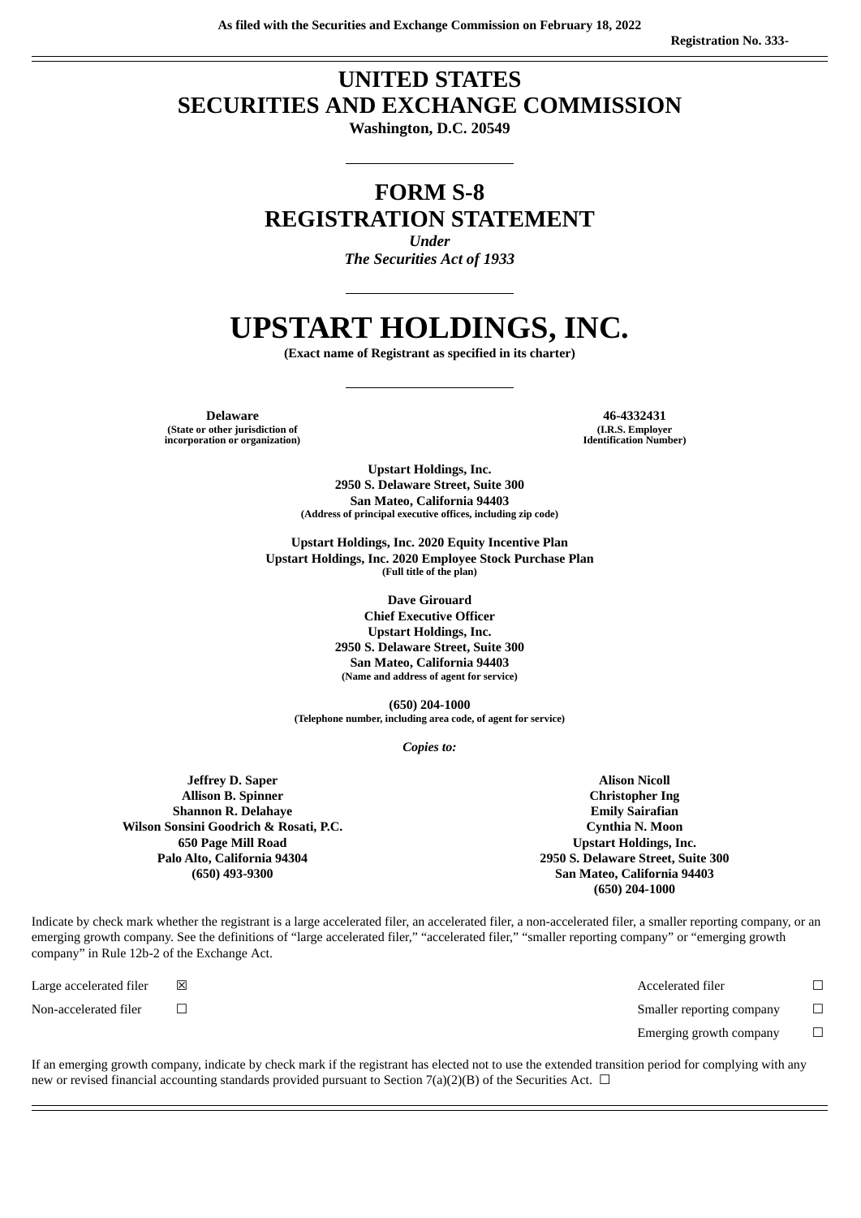As filed with the Securities and Exchange Commission on February 18, 2022

Registration No. 333-

# UNITED STATES
# SECURITIES AND EXCHANGE COMMISSION

**Washington, D.C. 20549**

---

# FORM S-8
# REGISTRATION STATEMENT

*Under*
*The Securities Act of 1933*

---

# UPSTART HOLDINGS, INC.

**(Exact name of Registrant as specified in its charter)**

---

| **Delaware** | **46-4332431** |
|---|---|
| (State or other jurisdiction of incorporation or organization) | (I.R.S. Employer Identification Number) |

**Upstart Holdings, Inc.**
**2950 S. Delaware Street, Suite 300**
**San Mateo, California 94403**
(Address of principal executive offices, including zip code)

**Upstart Holdings, Inc. 2020 Equity Incentive Plan**
**Upstart Holdings, Inc. 2020 Employee Stock Purchase Plan**
(Full title of the plan)

**Dave Girouard**
**Chief Executive Officer**
**Upstart Holdings, Inc.**
**2950 S. Delaware Street, Suite 300**
**San Mateo, California 94403**
(Name and address of agent for service)

**(650) 204-1000**
(Telephone number, including area code, of agent for service)

*Copies to:*

**Jeffrey D. Saper**
**Allison B. Spinner**
**Shannon R. Delahaye**
**Wilson Sonsini Goodrich & Rosati, P.C.**
**650 Page Mill Road**
**Palo Alto, California 94304**
**(650) 493-9300**

**Alison Nicoll**
**Christopher Ing**
**Emily Sairafian**
**Cynthia N. Moon**
**Upstart Holdings, Inc.**
**2950 S. Delaware Street, Suite 300**
**San Mateo, California 94403**
**(650) 204-1000**

Indicate by check mark whether the registrant is a large accelerated filer, an accelerated filer, a non-accelerated filer, a smaller reporting company, or an emerging growth company. See the definitions of "large accelerated filer," "accelerated filer," "smaller reporting company" or "emerging growth company" in Rule 12b-2 of the Exchange Act.

| | | | |
|---|---|---|---|
| Large accelerated filer | ☒ | Accelerated filer | ☐ |
| Non-accelerated filer | ☐ | Smaller reporting company | ☐ |
| | | Emerging growth company | ☐ |

If an emerging growth company, indicate by check mark if the registrant has elected not to use the extended transition period for complying with any new or revised financial accounting standards provided pursuant to Section 7(a)(2)(B) of the Securities Act. ☐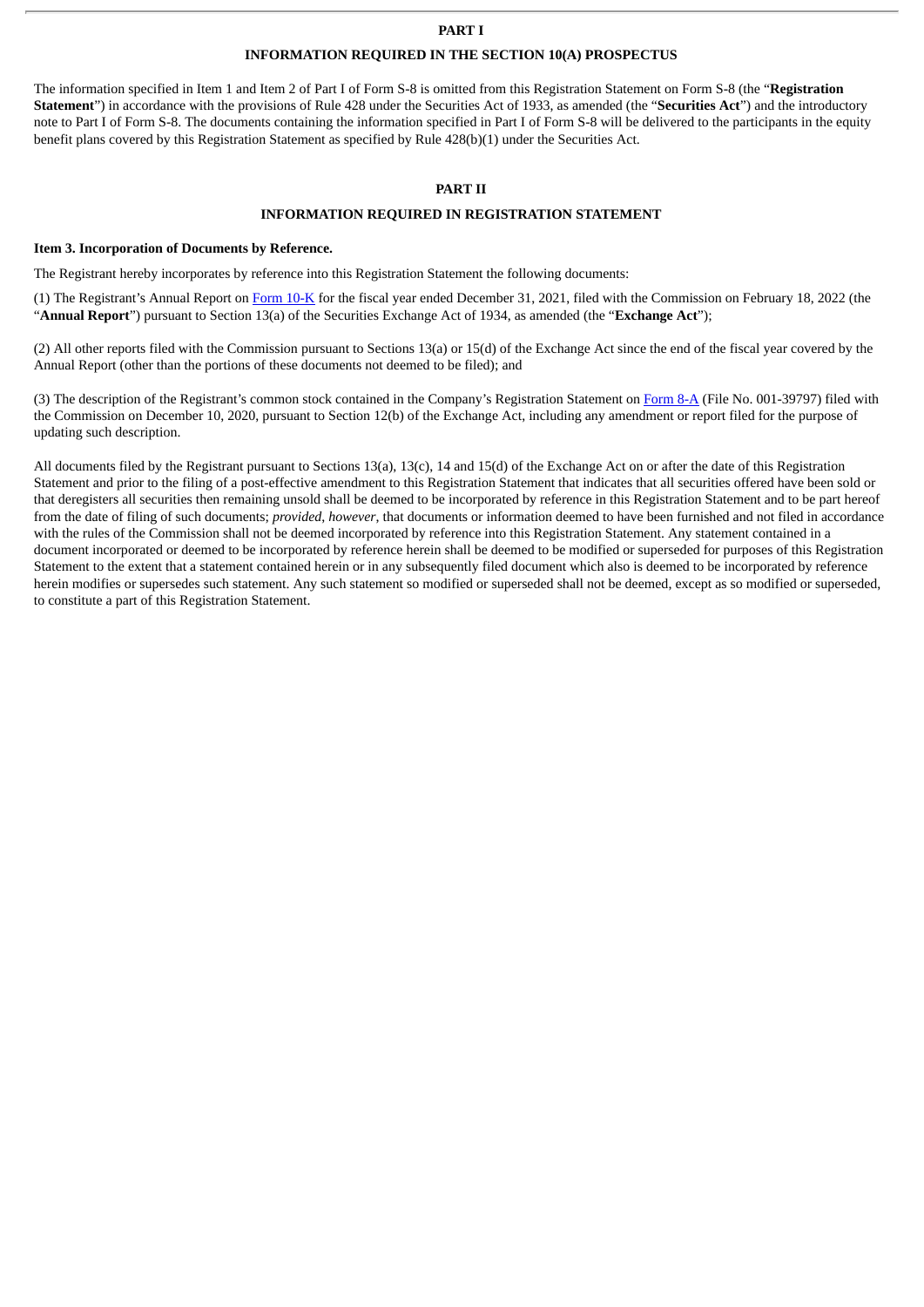# PART I

## INFORMATION REQUIRED IN THE SECTION 10(A) PROSPECTUS

The information specified in Item 1 and Item 2 of Part I of Form S-8 is omitted from this Registration Statement on Form S-8 (the "**Registration Statement**") in accordance with the provisions of Rule 428 under the Securities Act of 1933, as amended (the "**Securities Act**") and the introductory note to Part I of Form S-8. The documents containing the information specified in Part I of Form S-8 will be delivered to the participants in the equity benefit plans covered by this Registration Statement as specified by Rule 428(b)(1) under the Securities Act.

# PART II

## INFORMATION REQUIRED IN REGISTRATION STATEMENT

### Item 3. Incorporation of Documents by Reference.

The Registrant hereby incorporates by reference into this Registration Statement the following documents:

(1) The Registrant's Annual Report on Form 10-K for the fiscal year ended December 31, 2021, filed with the Commission on February 18, 2022 (the "**Annual Report**") pursuant to Section 13(a) of the Securities Exchange Act of 1934, as amended (the "**Exchange Act**");

(2) All other reports filed with the Commission pursuant to Sections 13(a) or 15(d) of the Exchange Act since the end of the fiscal year covered by the Annual Report (other than the portions of these documents not deemed to be filed); and

(3) The description of the Registrant's common stock contained in the Company's Registration Statement on Form 8-A (File No. 001-39797) filed with the Commission on December 10, 2020, pursuant to Section 12(b) of the Exchange Act, including any amendment or report filed for the purpose of updating such description.

All documents filed by the Registrant pursuant to Sections 13(a), 13(c), 14 and 15(d) of the Exchange Act on or after the date of this Registration Statement and prior to the filing of a post-effective amendment to this Registration Statement that indicates that all securities offered have been sold or that deregisters all securities then remaining unsold shall be deemed to be incorporated by reference in this Registration Statement and to be part hereof from the date of filing of such documents; *provided*, *however*, that documents or information deemed to have been furnished and not filed in accordance with the rules of the Commission shall not be deemed incorporated by reference into this Registration Statement. Any statement contained in a document incorporated or deemed to be incorporated by reference herein shall be deemed to be modified or superseded for purposes of this Registration Statement to the extent that a statement contained herein or in any subsequently filed document which also is deemed to be incorporated by reference herein modifies or supersedes such statement. Any such statement so modified or superseded shall not be deemed, except as so modified or superseded, to constitute a part of this Registration Statement.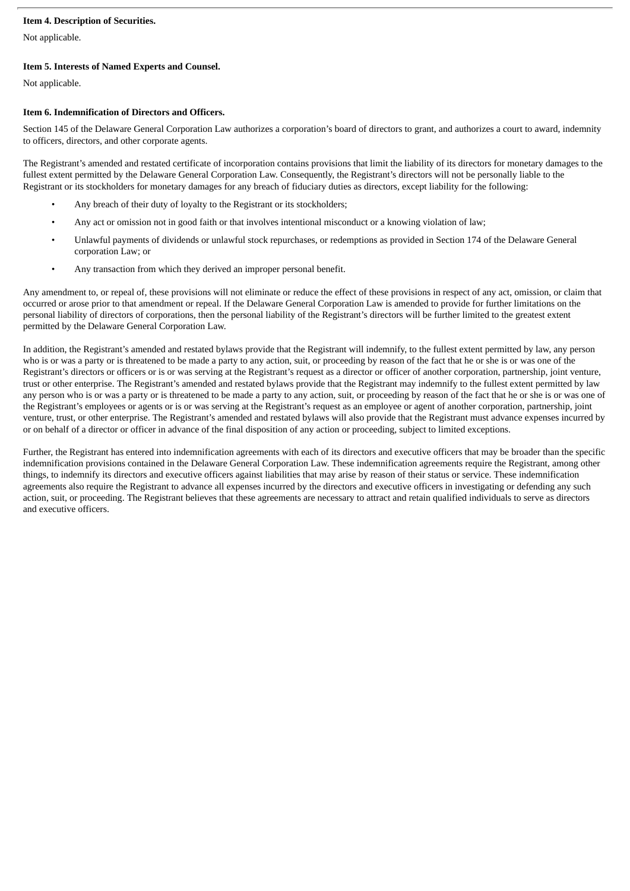**Item 4. Description of Securities.**

Not applicable.

**Item 5. Interests of Named Experts and Counsel.**

Not applicable.

**Item 6. Indemnification of Directors and Officers.**

Section 145 of the Delaware General Corporation Law authorizes a corporation's board of directors to grant, and authorizes a court to award, indemnity to officers, directors, and other corporate agents.

The Registrant's amended and restated certificate of incorporation contains provisions that limit the liability of its directors for monetary damages to the fullest extent permitted by the Delaware General Corporation Law. Consequently, the Registrant's directors will not be personally liable to the Registrant or its stockholders for monetary damages for any breach of fiduciary duties as directors, except liability for the following:

- Any breach of their duty of loyalty to the Registrant or its stockholders;
- Any act or omission not in good faith or that involves intentional misconduct or a knowing violation of law;
- Unlawful payments of dividends or unlawful stock repurchases, or redemptions as provided in Section 174 of the Delaware General corporation Law; or
- Any transaction from which they derived an improper personal benefit.

Any amendment to, or repeal of, these provisions will not eliminate or reduce the effect of these provisions in respect of any act, omission, or claim that occurred or arose prior to that amendment or repeal. If the Delaware General Corporation Law is amended to provide for further limitations on the personal liability of directors of corporations, then the personal liability of the Registrant's directors will be further limited to the greatest extent permitted by the Delaware General Corporation Law.

In addition, the Registrant's amended and restated bylaws provide that the Registrant will indemnify, to the fullest extent permitted by law, any person who is or was a party or is threatened to be made a party to any action, suit, or proceeding by reason of the fact that he or she is or was one of the Registrant's directors or officers or is or was serving at the Registrant's request as a director or officer of another corporation, partnership, joint venture, trust or other enterprise. The Registrant's amended and restated bylaws provide that the Registrant may indemnify to the fullest extent permitted by law any person who is or was a party or is threatened to be made a party to any action, suit, or proceeding by reason of the fact that he or she is or was one of the Registrant's employees or agents or is or was serving at the Registrant's request as an employee or agent of another corporation, partnership, joint venture, trust, or other enterprise. The Registrant's amended and restated bylaws will also provide that the Registrant must advance expenses incurred by or on behalf of a director or officer in advance of the final disposition of any action or proceeding, subject to limited exceptions.

Further, the Registrant has entered into indemnification agreements with each of its directors and executive officers that may be broader than the specific indemnification provisions contained in the Delaware General Corporation Law. These indemnification agreements require the Registrant, among other things, to indemnify its directors and executive officers against liabilities that may arise by reason of their status or service. These indemnification agreements also require the Registrant to advance all expenses incurred by the directors and executive officers in investigating or defending any such action, suit, or proceeding. The Registrant believes that these agreements are necessary to attract and retain qualified individuals to serve as directors and executive officers.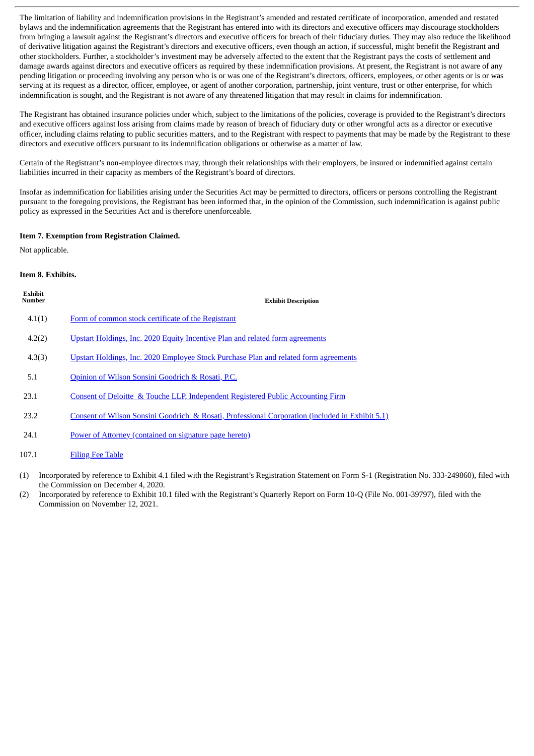The limitation of liability and indemnification provisions in the Registrant's amended and restated certificate of incorporation, amended and restated bylaws and the indemnification agreements that the Registrant has entered into with its directors and executive officers may discourage stockholders from bringing a lawsuit against the Registrant's directors and executive officers for breach of their fiduciary duties. They may also reduce the likelihood of derivative litigation against the Registrant's directors and executive officers, even though an action, if successful, might benefit the Registrant and other stockholders. Further, a stockholder's investment may be adversely affected to the extent that the Registrant pays the costs of settlement and damage awards against directors and executive officers as required by these indemnification provisions. At present, the Registrant is not aware of any pending litigation or proceeding involving any person who is or was one of the Registrant's directors, officers, employees, or other agents or is or was serving at its request as a director, officer, employee, or agent of another corporation, partnership, joint venture, trust or other enterprise, for which indemnification is sought, and the Registrant is not aware of any threatened litigation that may result in claims for indemnification.

The Registrant has obtained insurance policies under which, subject to the limitations of the policies, coverage is provided to the Registrant's directors and executive officers against loss arising from claims made by reason of breach of fiduciary duty or other wrongful acts as a director or executive officer, including claims relating to public securities matters, and to the Registrant with respect to payments that may be made by the Registrant to these directors and executive officers pursuant to its indemnification obligations or otherwise as a matter of law.

Certain of the Registrant's non-employee directors may, through their relationships with their employers, be insured or indemnified against certain liabilities incurred in their capacity as members of the Registrant's board of directors.

Insofar as indemnification for liabilities arising under the Securities Act may be permitted to directors, officers or persons controlling the Registrant pursuant to the foregoing provisions, the Registrant has been informed that, in the opinion of the Commission, such indemnification is against public policy as expressed in the Securities Act and is therefore unenforceable.

**Item 7. Exemption from Registration Claimed.**

Not applicable.

**Item 8. Exhibits.**

| Exhibit Number | Exhibit Description |
|---|---|
| 4.1(1) | Form of common stock certificate of the Registrant |
| 4.2(2) | Upstart Holdings, Inc. 2020 Equity Incentive Plan and related form agreements |
| 4.3(3) | Upstart Holdings, Inc. 2020 Employee Stock Purchase Plan and related form agreements |
| 5.1 | Opinion of Wilson Sonsini Goodrich & Rosati, P.C. |
| 23.1 | Consent of Deloitte & Touche LLP, Independent Registered Public Accounting Firm |
| 23.2 | Consent of Wilson Sonsini Goodrich & Rosati, Professional Corporation (included in Exhibit 5.1) |
| 24.1 | Power of Attorney (contained on signature page hereto) |
| 107.1 | Filing Fee Table |

(1) Incorporated by reference to Exhibit 4.1 filed with the Registrant's Registration Statement on Form S-1 (Registration No. 333-249860), filed with the Commission on December 4, 2020.

(2) Incorporated by reference to Exhibit 10.1 filed with the Registrant's Quarterly Report on Form 10-Q (File No. 001-39797), filed with the Commission on November 12, 2021.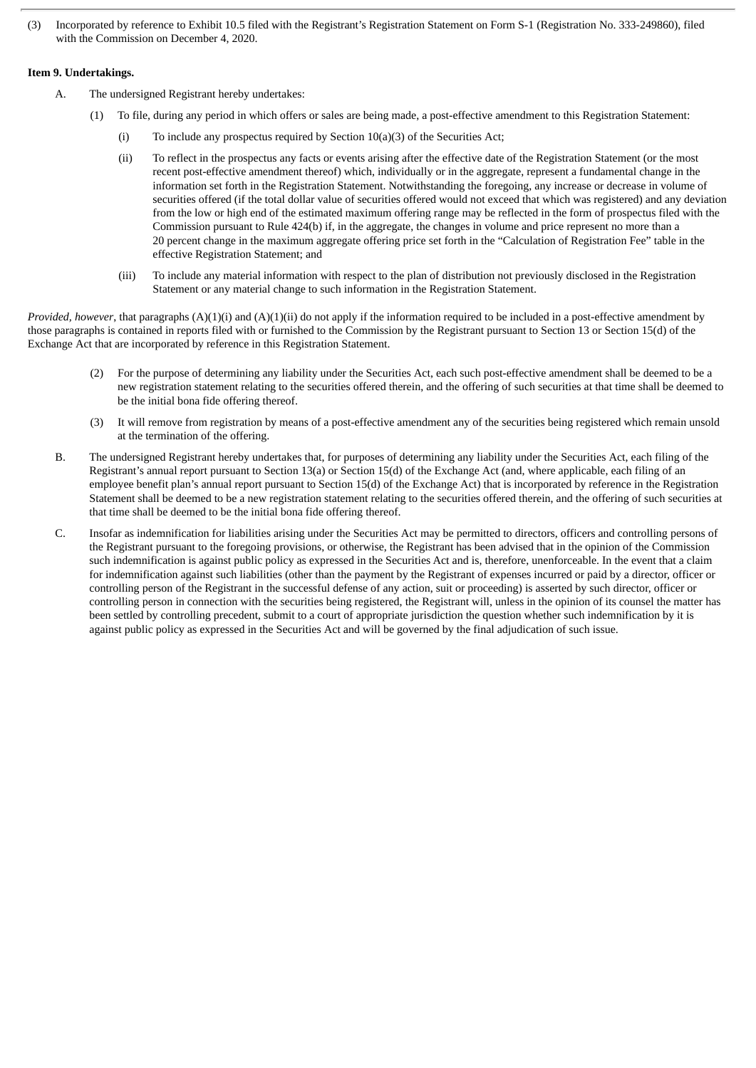(3) Incorporated by reference to Exhibit 10.5 filed with the Registrant's Registration Statement on Form S-1 (Registration No. 333-249860), filed with the Commission on December 4, 2020.

**Item 9. Undertakings.**

A. The undersigned Registrant hereby undertakes:

(1) To file, during any period in which offers or sales are being made, a post-effective amendment to this Registration Statement:

(i) To include any prospectus required by Section 10(a)(3) of the Securities Act;

(ii) To reflect in the prospectus any facts or events arising after the effective date of the Registration Statement (or the most recent post-effective amendment thereof) which, individually or in the aggregate, represent a fundamental change in the information set forth in the Registration Statement. Notwithstanding the foregoing, any increase or decrease in volume of securities offered (if the total dollar value of securities offered would not exceed that which was registered) and any deviation from the low or high end of the estimated maximum offering range may be reflected in the form of prospectus filed with the Commission pursuant to Rule 424(b) if, in the aggregate, the changes in volume and price represent no more than a 20 percent change in the maximum aggregate offering price set forth in the "Calculation of Registration Fee" table in the effective Registration Statement; and

(iii) To include any material information with respect to the plan of distribution not previously disclosed in the Registration Statement or any material change to such information in the Registration Statement.

*Provided, however*, that paragraphs (A)(1)(i) and (A)(1)(ii) do not apply if the information required to be included in a post-effective amendment by those paragraphs is contained in reports filed with or furnished to the Commission by the Registrant pursuant to Section 13 or Section 15(d) of the Exchange Act that are incorporated by reference in this Registration Statement.

(2) For the purpose of determining any liability under the Securities Act, each such post-effective amendment shall be deemed to be a new registration statement relating to the securities offered therein, and the offering of such securities at that time shall be deemed to be the initial bona fide offering thereof.

(3) It will remove from registration by means of a post-effective amendment any of the securities being registered which remain unsold at the termination of the offering.

B. The undersigned Registrant hereby undertakes that, for purposes of determining any liability under the Securities Act, each filing of the Registrant's annual report pursuant to Section 13(a) or Section 15(d) of the Exchange Act (and, where applicable, each filing of an employee benefit plan's annual report pursuant to Section 15(d) of the Exchange Act) that is incorporated by reference in the Registration Statement shall be deemed to be a new registration statement relating to the securities offered therein, and the offering of such securities at that time shall be deemed to be the initial bona fide offering thereof.

C. Insofar as indemnification for liabilities arising under the Securities Act may be permitted to directors, officers and controlling persons of the Registrant pursuant to the foregoing provisions, or otherwise, the Registrant has been advised that in the opinion of the Commission such indemnification is against public policy as expressed in the Securities Act and is, therefore, unenforceable. In the event that a claim for indemnification against such liabilities (other than the payment by the Registrant of expenses incurred or paid by a director, officer or controlling person of the Registrant in the successful defense of any action, suit or proceeding) is asserted by such director, officer or controlling person in connection with the securities being registered, the Registrant will, unless in the opinion of its counsel the matter has been settled by controlling precedent, submit to a court of appropriate jurisdiction the question whether such indemnification by it is against public policy as expressed in the Securities Act and will be governed by the final adjudication of such issue.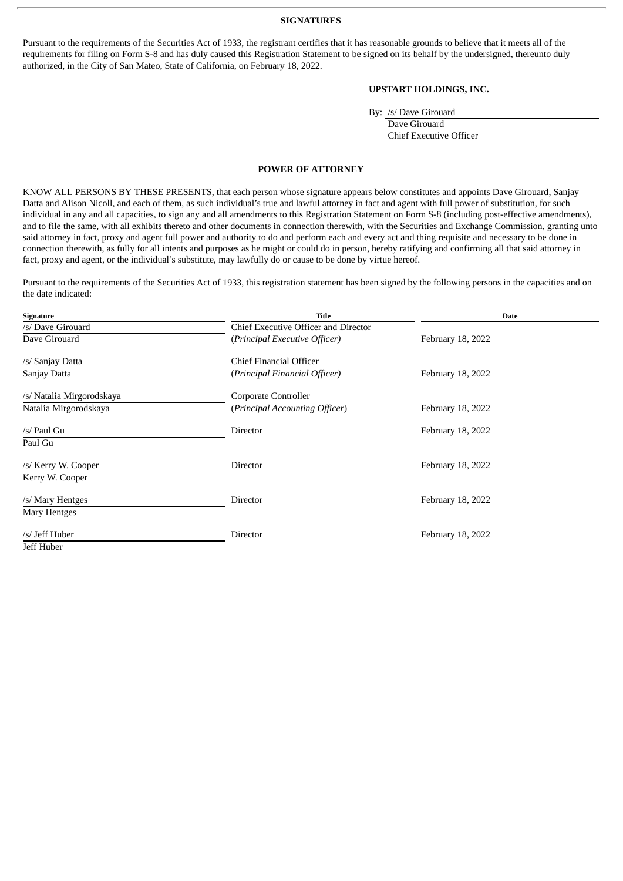## SIGNATURES

Pursuant to the requirements of the Securities Act of 1933, the registrant certifies that it has reasonable grounds to believe that it meets all of the requirements for filing on Form S-8 and has duly caused this Registration Statement to be signed on its behalf by the undersigned, thereunto duly authorized, in the City of San Mateo, State of California, on February 18, 2022.

**UPSTART HOLDINGS, INC.**

By: /s/ Dave Girouard
Dave Girouard
Chief Executive Officer

## POWER OF ATTORNEY

KNOW ALL PERSONS BY THESE PRESENTS, that each person whose signature appears below constitutes and appoints Dave Girouard, Sanjay Datta and Alison Nicoll, and each of them, as such individual's true and lawful attorney in fact and agent with full power of substitution, for such individual in any and all capacities, to sign any and all amendments to this Registration Statement on Form S-8 (including post-effective amendments), and to file the same, with all exhibits thereto and other documents in connection therewith, with the Securities and Exchange Commission, granting unto said attorney in fact, proxy and agent full power and authority to do and perform each and every act and thing requisite and necessary to be done in connection therewith, as fully for all intents and purposes as he might or could do in person, hereby ratifying and confirming all that said attorney in fact, proxy and agent, or the individual's substitute, may lawfully do or cause to be done by virtue hereof.

Pursuant to the requirements of the Securities Act of 1933, this registration statement has been signed by the following persons in the capacities and on the date indicated:

| Signature | Title | Date |
|---|---|---|
| /s/ Dave Girouard<br>Dave Girouard | Chief Executive Officer and Director<br>(*Principal Executive Officer)* | February 18, 2022 |
| /s/ Sanjay Datta<br>Sanjay Datta | Chief Financial Officer<br>(*Principal Financial Officer)* | February 18, 2022 |
| /s/ Natalia Mirgorodskaya<br>Natalia Mirgorodskaya | Corporate Controller<br>(*Principal Accounting Officer*) | February 18, 2022 |
| /s/ Paul Gu<br>Paul Gu | Director | February 18, 2022 |
| /s/ Kerry W. Cooper<br>Kerry W. Cooper | Director | February 18, 2022 |
| /s/ Mary Hentges<br>Mary Hentges | Director | February 18, 2022 |
| /s/ Jeff Huber<br>Jeff Huber | Director | February 18, 2022 |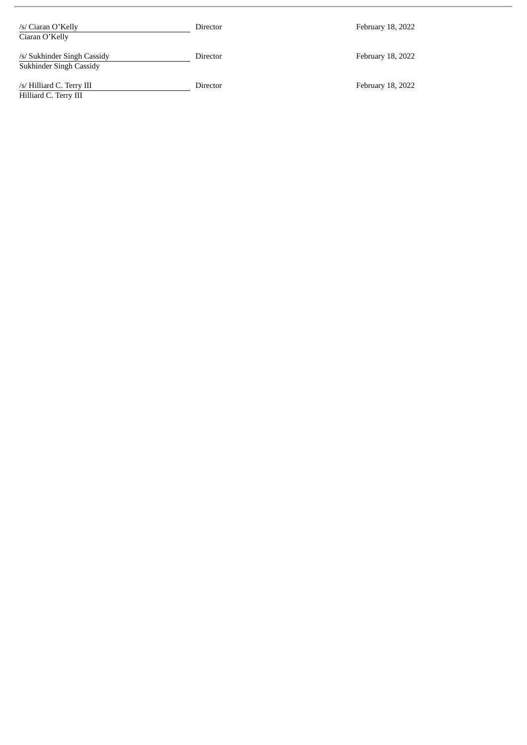| | | |
|---|---|---|
| /s/ Ciaran O'Kelly<br>Ciaran O'Kelly | Director | February 18, 2022 |
| /s/ Sukhinder Singh Cassidy<br>Sukhinder Singh Cassidy | Director | February 18, 2022 |
| /s/ Hilliard C. Terry III<br>Hilliard C. Terry III | Director | February 18, 2022 |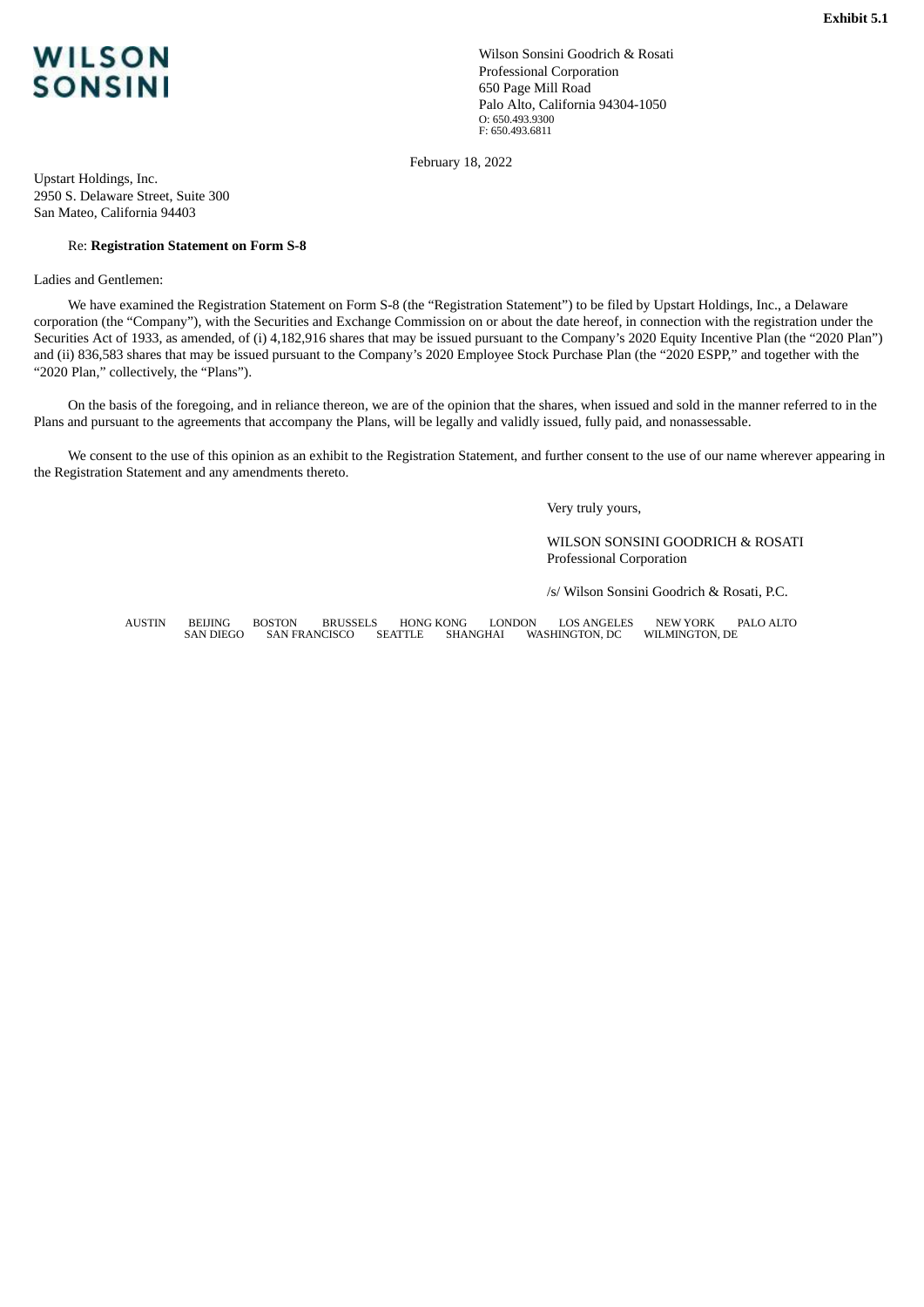**Exhibit 5.1**

**WILSON SONSINI**

Wilson Sonsini Goodrich & Rosati
Professional Corporation
650 Page Mill Road
Palo Alto, California 94304-1050
O: 650.493.9300
F: 650.493.6811

February 18, 2022

Upstart Holdings, Inc.
2950 S. Delaware Street, Suite 300
San Mateo, California 94403

Re: **Registration Statement on Form S-8**

Ladies and Gentlemen:

We have examined the Registration Statement on Form S-8 (the "Registration Statement") to be filed by Upstart Holdings, Inc., a Delaware corporation (the "Company"), with the Securities and Exchange Commission on or about the date hereof, in connection with the registration under the Securities Act of 1933, as amended, of (i) 4,182,916 shares that may be issued pursuant to the Company's 2020 Equity Incentive Plan (the "2020 Plan") and (ii) 836,583 shares that may be issued pursuant to the Company's 2020 Employee Stock Purchase Plan (the "2020 ESPP," and together with the "2020 Plan," collectively, the "Plans").

On the basis of the foregoing, and in reliance thereon, we are of the opinion that the shares, when issued and sold in the manner referred to in the Plans and pursuant to the agreements that accompany the Plans, will be legally and validly issued, fully paid, and nonassessable.

We consent to the use of this opinion as an exhibit to the Registration Statement, and further consent to the use of our name wherever appearing in the Registration Statement and any amendments thereto.

Very truly yours,

WILSON SONSINI GOODRICH & ROSATI
Professional Corporation

/s/ Wilson Sonsini Goodrich & Rosati, P.C.

AUSTIN BEIJING BOSTON BRUSSELS HONG KONG LONDON LOS ANGELES NEW YORK PALO ALTO
SAN DIEGO SAN FRANCISCO SEATTLE SHANGHAI WASHINGTON, DC WILMINGTON, DE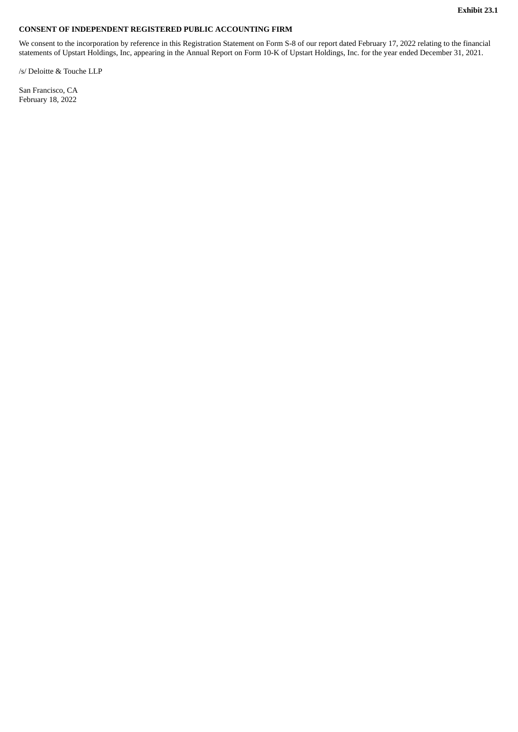**Exhibit 23.1**

**CONSENT OF INDEPENDENT REGISTERED PUBLIC ACCOUNTING FIRM**

We consent to the incorporation by reference in this Registration Statement on Form S-8 of our report dated February 17, 2022 relating to the financial statements of Upstart Holdings, Inc, appearing in the Annual Report on Form 10-K of Upstart Holdings, Inc. for the year ended December 31, 2021.

/s/ Deloitte & Touche LLP

San Francisco, CA
February 18, 2022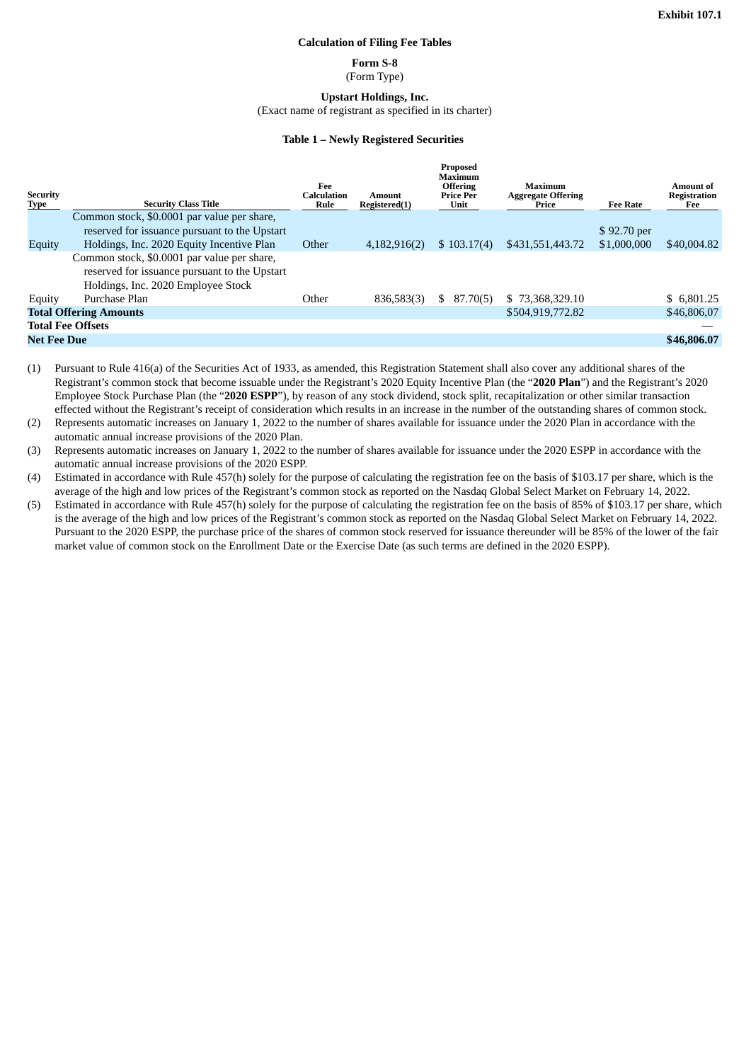**Exhibit 107.1**

**Calculation of Filing Fee Tables**

**Form S-8**

(Form Type)

**Upstart Holdings, Inc.**

(Exact name of registrant as specified in its charter)

**Table 1 – Newly Registered Securities**

| Security Type | Security Class Title | Fee Calculation Rule | Amount Registered(1) | Proposed Maximum Offering Price Per Unit | Maximum Aggregate Offering Price | Fee Rate | Amount of Registration Fee |
|---|---|---|---|---|---|---|---|
| Equity | Common stock, $0.0001 par value per share, reserved for issuance pursuant to the Upstart Holdings, Inc. 2020 Equity Incentive Plan | Other | 4,182,916(2) | $ 103.17(4) | $431,551,443.72 | $ 92.70 per $1,000,000 | $40,004.82 |
| Equity | Common stock, $0.0001 par value per share, reserved for issuance pursuant to the Upstart Holdings, Inc. 2020 Employee Stock Purchase Plan | Other | 836,583(3) | $ 87.70(5) | $ 73,368,329.10 | | $ 6,801.25 |
| **Total Offering Amounts** | | | | | $504,919,772.82 | | $46,806,07 |
| **Total Fee Offsets** | | | | | | | — |
| **Net Fee Due** | | | | | | | **$46,806.07** |

(1) Pursuant to Rule 416(a) of the Securities Act of 1933, as amended, this Registration Statement shall also cover any additional shares of the Registrant's common stock that become issuable under the Registrant's 2020 Equity Incentive Plan (the "**2020 Plan**") and the Registrant's 2020 Employee Stock Purchase Plan (the "**2020 ESPP**"), by reason of any stock dividend, stock split, recapitalization or other similar transaction effected without the Registrant's receipt of consideration which results in an increase in the number of the outstanding shares of common stock.

(2) Represents automatic increases on January 1, 2022 to the number of shares available for issuance under the 2020 Plan in accordance with the automatic annual increase provisions of the 2020 Plan.

(3) Represents automatic increases on January 1, 2022 to the number of shares available for issuance under the 2020 ESPP in accordance with the automatic annual increase provisions of the 2020 ESPP.

(4) Estimated in accordance with Rule 457(h) solely for the purpose of calculating the registration fee on the basis of $103.17 per share, which is the average of the high and low prices of the Registrant's common stock as reported on the Nasdaq Global Select Market on February 14, 2022.

(5) Estimated in accordance with Rule 457(h) solely for the purpose of calculating the registration fee on the basis of 85% of $103.17 per share, which is the average of the high and low prices of the Registrant's common stock as reported on the Nasdaq Global Select Market on February 14, 2022. Pursuant to the 2020 ESPP, the purchase price of the shares of common stock reserved for issuance thereunder will be 85% of the lower of the fair market value of common stock on the Enrollment Date or the Exercise Date (as such terms are defined in the 2020 ESPP).